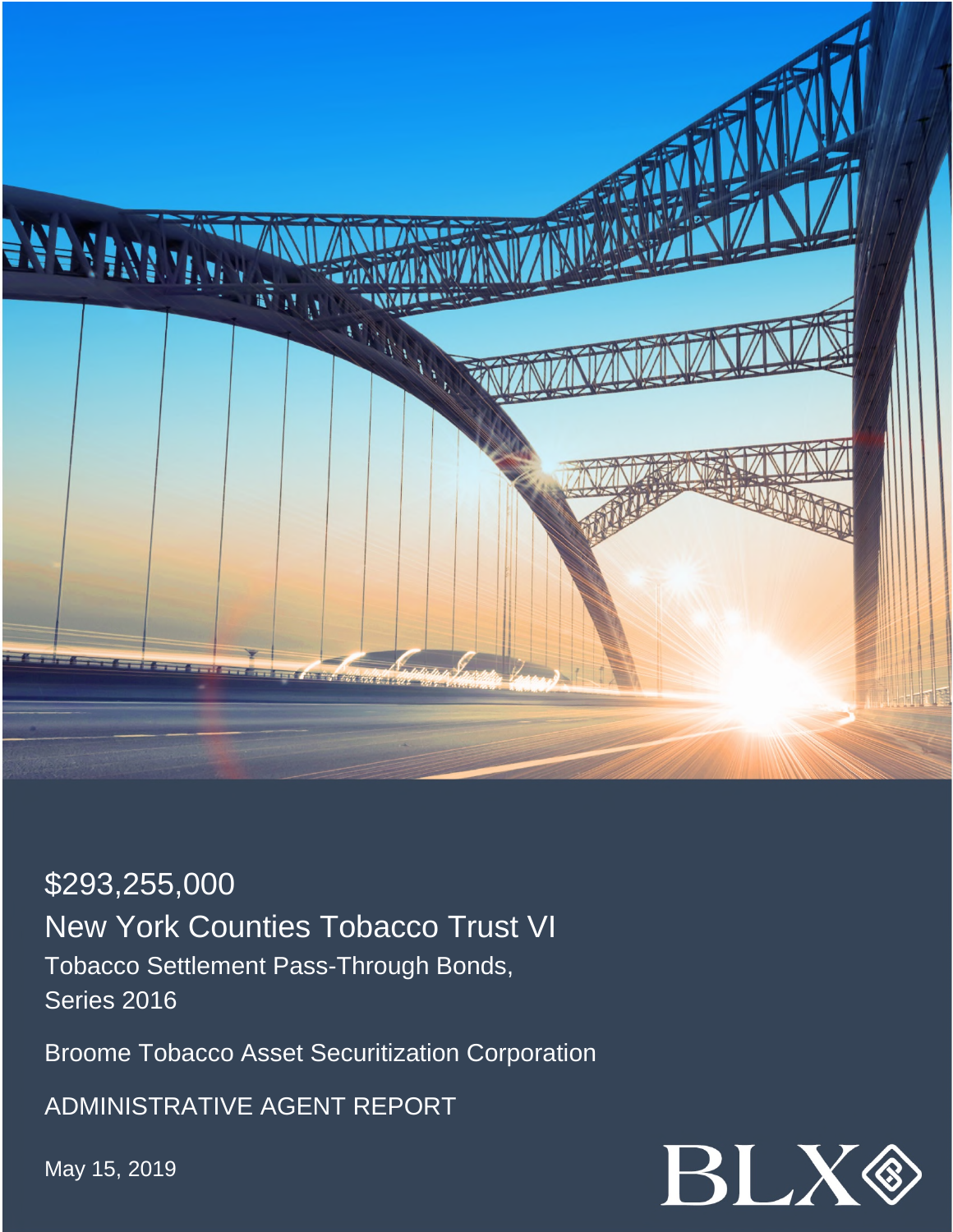$293,255,000

# New York Counties Tobacco Trust VI

Tobacco Settlement Pass-Through Bonds,
Series 2016

Broome Tobacco Asset Securitization Corporation

ADMINISTRATIVE AGENT REPORT

May 15, 2019

BLX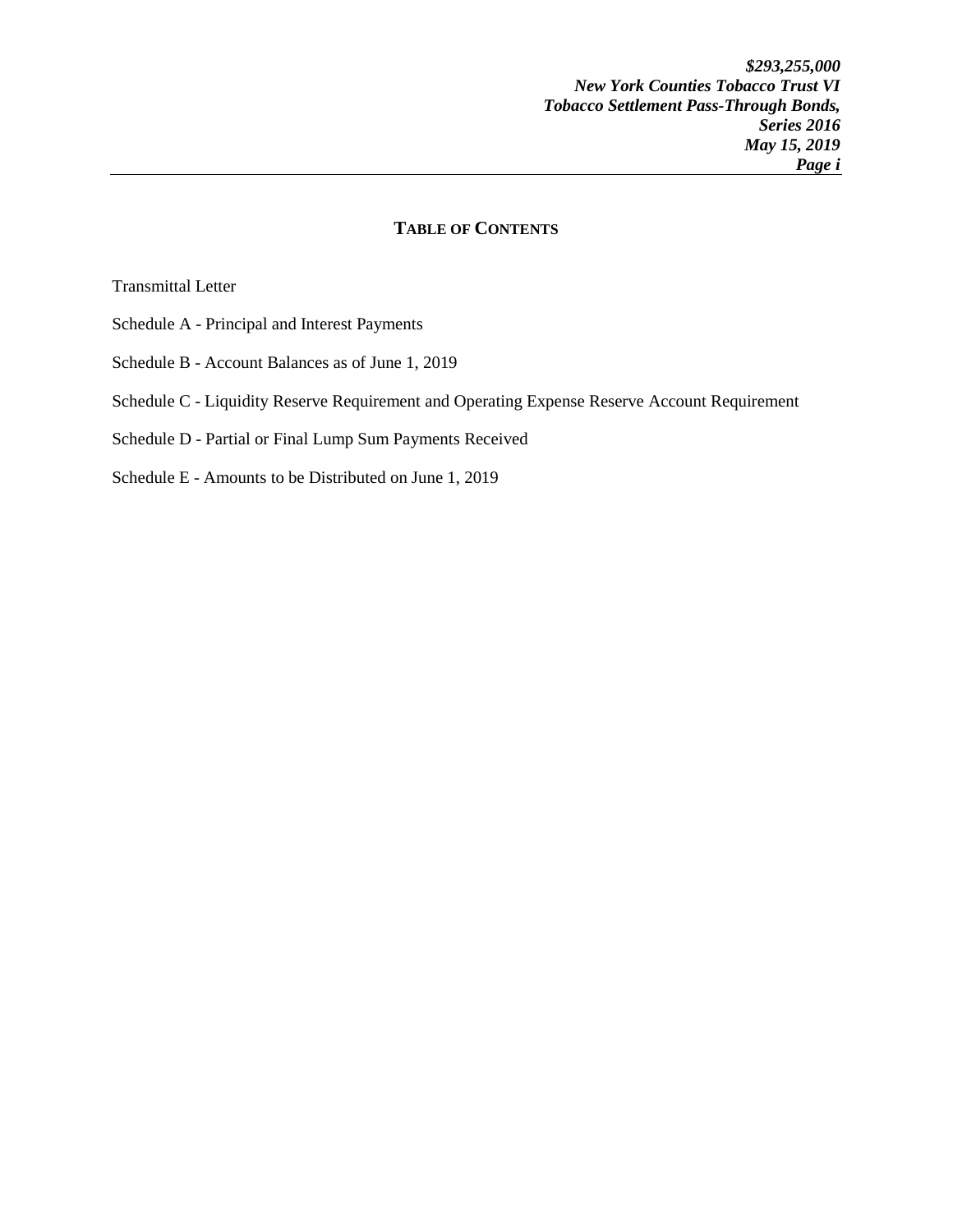## TABLE OF CONTENTS

Transmittal Letter

Schedule A - Principal and Interest Payments

Schedule B - Account Balances as of June 1, 2019

Schedule C - Liquidity Reserve Requirement and Operating Expense Reserve Account Requirement

Schedule D - Partial or Final Lump Sum Payments Received

Schedule E - Amounts to be Distributed on June 1, 2019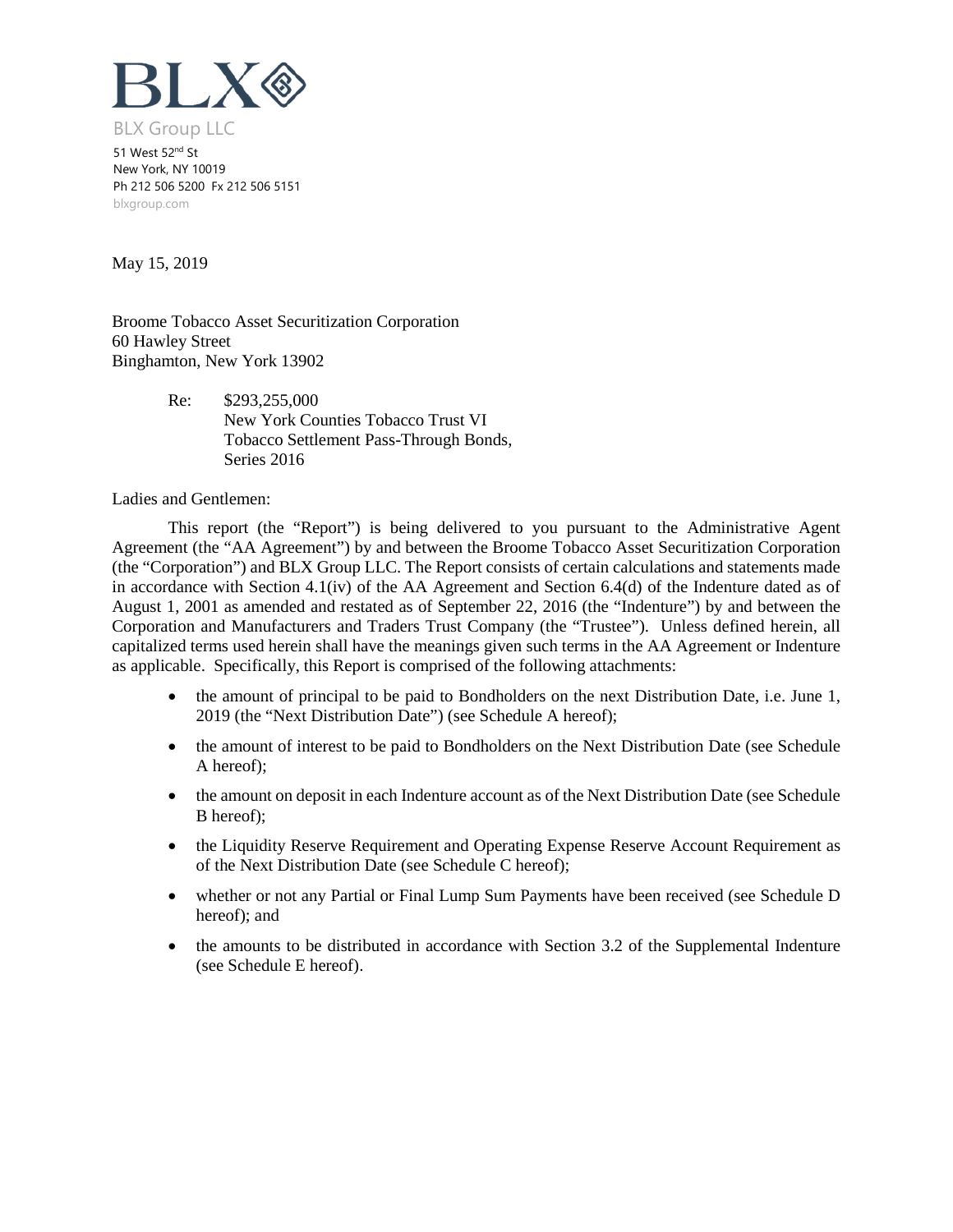BLX

BLX Group LLC

51 West 52nd St
New York, NY 10019
Ph 212 506 5200 Fx 212 506 5151
blxgroup.com

May 15, 2019

Broome Tobacco Asset Securitization Corporation
60 Hawley Street
Binghamton, New York 13902

Re: $293,255,000
New York Counties Tobacco Trust VI
Tobacco Settlement Pass-Through Bonds,
Series 2016

Ladies and Gentlemen:

This report (the "Report") is being delivered to you pursuant to the Administrative Agent Agreement (the "AA Agreement") by and between the Broome Tobacco Asset Securitization Corporation (the "Corporation") and BLX Group LLC. The Report consists of certain calculations and statements made in accordance with Section 4.1(iv) of the AA Agreement and Section 6.4(d) of the Indenture dated as of August 1, 2001 as amended and restated as of September 22, 2016 (the "Indenture") by and between the Corporation and Manufacturers and Traders Trust Company (the "Trustee"). Unless defined herein, all capitalized terms used herein shall have the meanings given such terms in the AA Agreement or Indenture as applicable. Specifically, this Report is comprised of the following attachments:

- the amount of principal to be paid to Bondholders on the next Distribution Date, i.e. June 1, 2019 (the "Next Distribution Date") (see Schedule A hereof);
- the amount of interest to be paid to Bondholders on the Next Distribution Date (see Schedule A hereof);
- the amount on deposit in each Indenture account as of the Next Distribution Date (see Schedule B hereof);
- the Liquidity Reserve Requirement and Operating Expense Reserve Account Requirement as of the Next Distribution Date (see Schedule C hereof);
- whether or not any Partial or Final Lump Sum Payments have been received (see Schedule D hereof); and
- the amounts to be distributed in accordance with Section 3.2 of the Supplemental Indenture (see Schedule E hereof).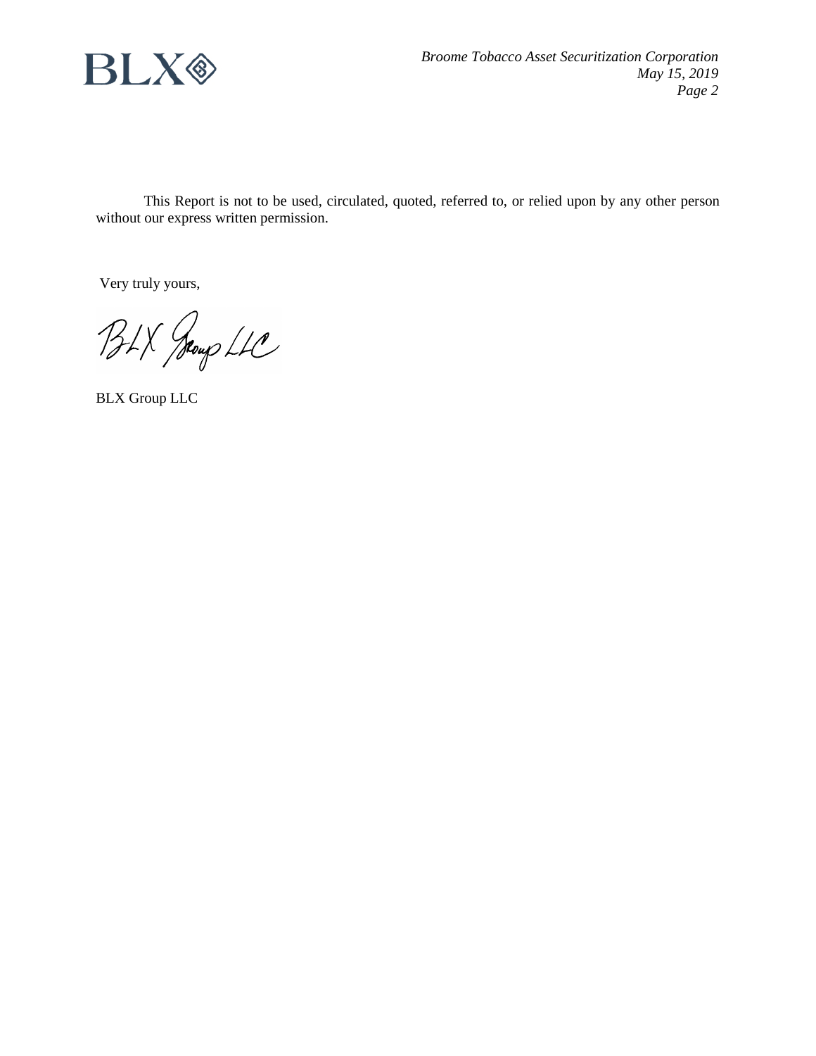This Report is not to be used, circulated, quoted, referred to, or relied upon by any other person without our express written permission.

Very truly yours,

BLX Group LLC

BLX Group LLC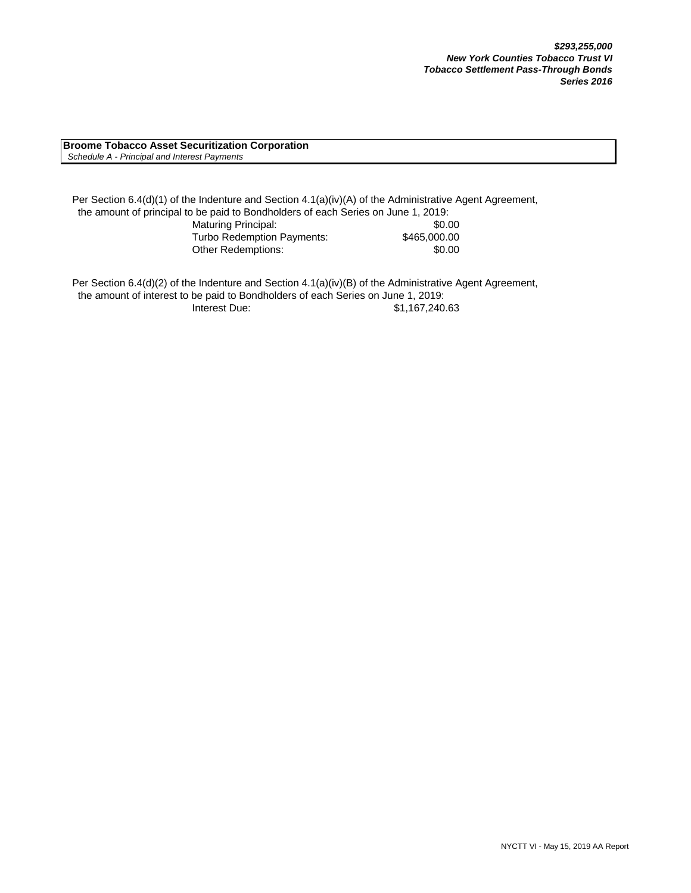***$293,255,000***
***New York Counties Tobacco Trust VI***
***Tobacco Settlement Pass-Through Bonds***
***Series 2016***

**Broome Tobacco Asset Securitization Corporation**
*Schedule A - Principal and Interest Payments*

Per Section 6.4(d)(1) of the Indenture and Section 4.1(a)(iv)(A) of the Administrative Agent Agreement, the amount of principal to be paid to Bondholders of each Series on June 1, 2019:

| | |
|---|---|
| Maturing Principal: | $0.00 |
| Turbo Redemption Payments: | $465,000.00 |
| Other Redemptions: | $0.00 |

Per Section 6.4(d)(2) of the Indenture and Section 4.1(a)(iv)(B) of the Administrative Agent Agreement, the amount of interest to be paid to Bondholders of each Series on June 1, 2019:

| | |
|---|---|
| Interest Due: | $1,167,240.63 |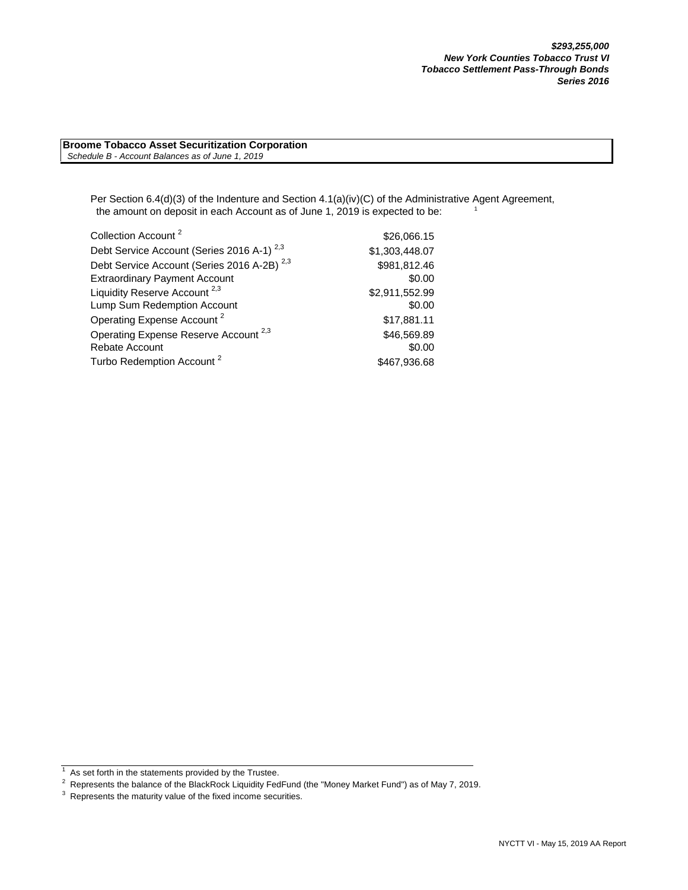***$293,255,000***
***New York Counties Tobacco Trust VI***
***Tobacco Settlement Pass-Through Bonds***
***Series 2016***

**Broome Tobacco Asset Securitization Corporation**
*Schedule B - Account Balances as of June 1, 2019*

Per Section 6.4(d)(3) of the Indenture and Section 4.1(a)(iv)(C) of the Administrative Agent Agreement, the amount on deposit in each Account as of June 1, 2019 is expected to be: [1]

| Account | Amount |
|---|---|
| Collection Account [2] | $26,066.15 |
| Debt Service Account (Series 2016 A-1) [2,3] | $1,303,448.07 |
| Debt Service Account (Series 2016 A-2B) [2,3] | $981,812.46 |
| Extraordinary Payment Account | $0.00 |
| Liquidity Reserve Account [2,3] | $2,911,552.99 |
| Lump Sum Redemption Account | $0.00 |
| Operating Expense Account [2] | $17,881.11 |
| Operating Expense Reserve Account [2,3] | $46,569.89 |
| Rebate Account | $0.00 |
| Turbo Redemption Account [2] | $467,936.68 |

[1] As set forth in the statements provided by the Trustee.

[2] Represents the balance of the BlackRock Liquidity FedFund (the "Money Market Fund") as of May 7, 2019.

[3] Represents the maturity value of the fixed income securities.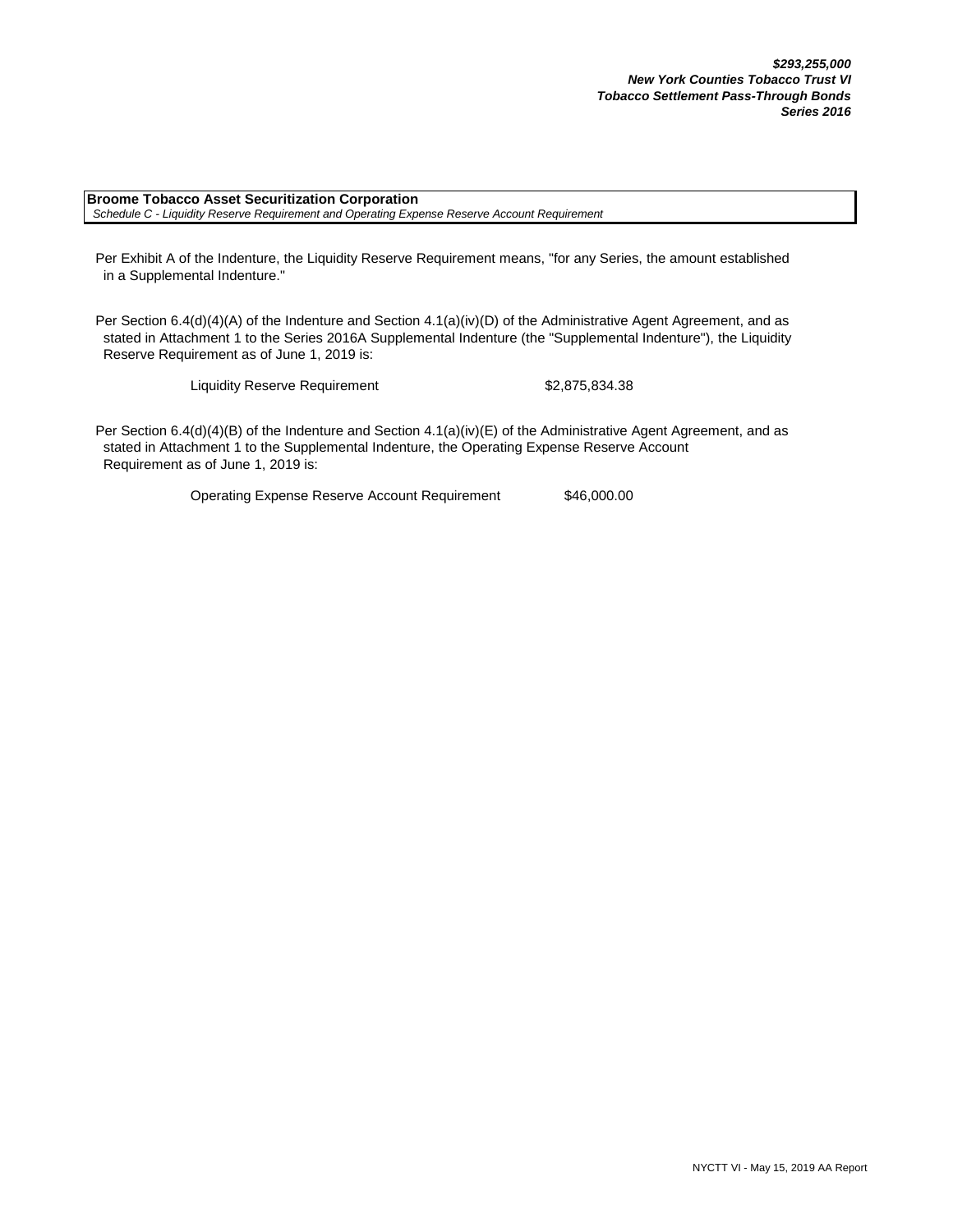***$293,255,000***
***New York Counties Tobacco Trust VI***
***Tobacco Settlement Pass-Through Bonds***
***Series 2016***

**Broome Tobacco Asset Securitization Corporation**
*Schedule C - Liquidity Reserve Requirement and Operating Expense Reserve Account Requirement*

Per Exhibit A of the Indenture, the Liquidity Reserve Requirement means, "for any Series, the amount established in a Supplemental Indenture."

Per Section 6.4(d)(4)(A) of the Indenture and Section 4.1(a)(iv)(D) of the Administrative Agent Agreement, and as stated in Attachment 1 to the Series 2016A Supplemental Indenture (the "Supplemental Indenture"), the Liquidity Reserve Requirement as of June 1, 2019 is:

| | |
|---|---|
| Liquidity Reserve Requirement | $2,875,834.38 |

Per Section 6.4(d)(4)(B) of the Indenture and Section 4.1(a)(iv)(E) of the Administrative Agent Agreement, and as stated in Attachment 1 to the Supplemental Indenture, the Operating Expense Reserve Account Requirement as of June 1, 2019 is:

| | |
|---|---|
| Operating Expense Reserve Account Requirement | $46,000.00 |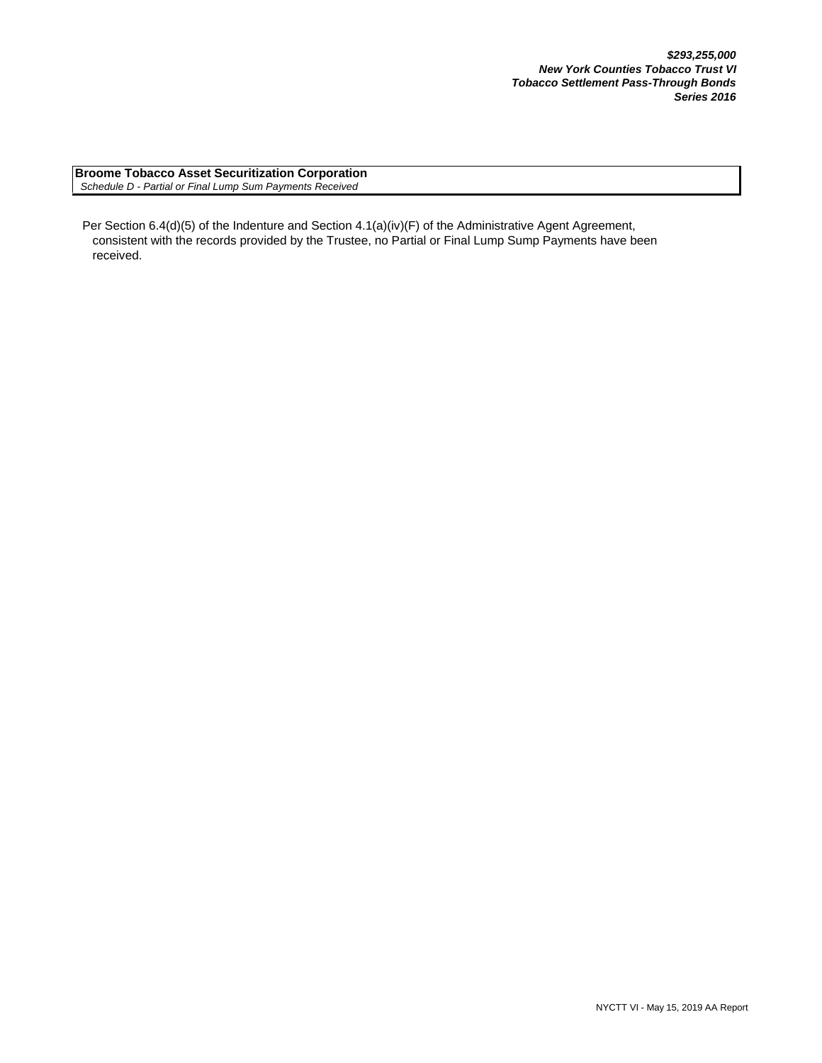***$293,255,000***
***New York Counties Tobacco Trust VI***
***Tobacco Settlement Pass-Through Bonds***
***Series 2016***

**Broome Tobacco Asset Securitization Corporation**
*Schedule D - Partial or Final Lump Sum Payments Received*

Per Section 6.4(d)(5) of the Indenture and Section 4.1(a)(iv)(F) of the Administrative Agent Agreement, consistent with the records provided by the Trustee, no Partial or Final Lump Sump Payments have been received.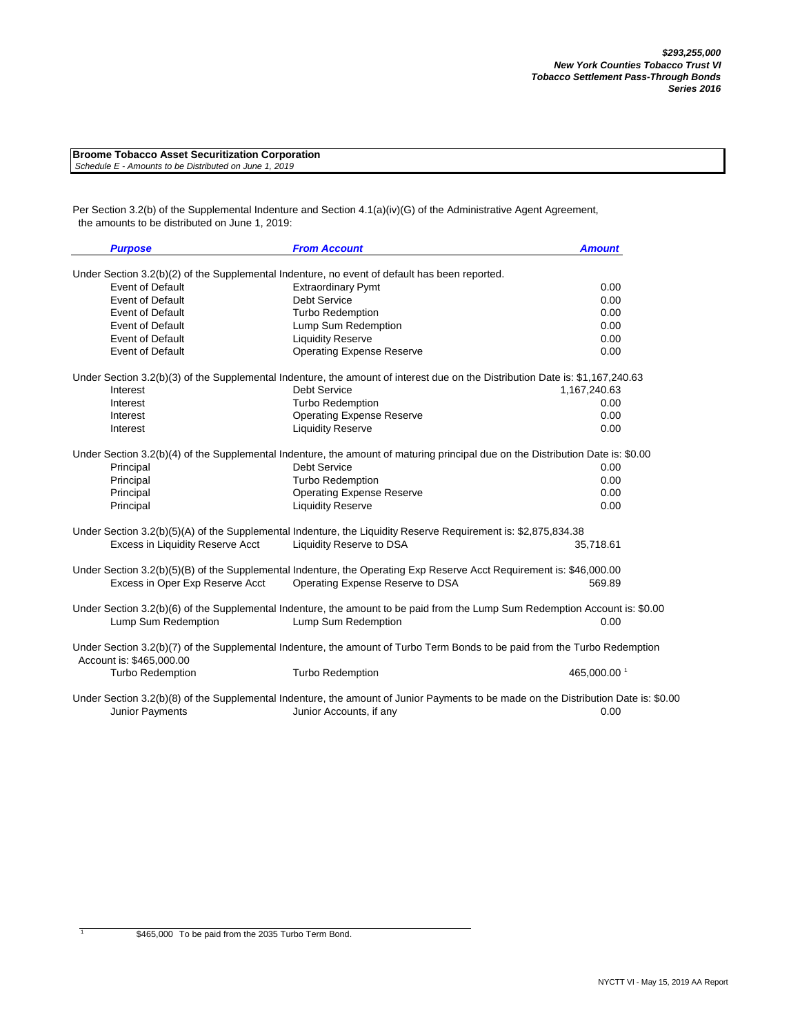***$293,255,000***
***New York Counties Tobacco Trust VI***
***Tobacco Settlement Pass-Through Bonds***
***Series 2016***

**Broome Tobacco Asset Securitization Corporation**
*Schedule E - Amounts to be Distributed on June 1, 2019*

Per Section 3.2(b) of the Supplemental Indenture and Section 4.1(a)(iv)(G) of the Administrative Agent Agreement, the amounts to be distributed on June 1, 2019:

| ***Purpose*** | ***From Account*** | ***Amount*** |
|---|---|---|
| Under Section 3.2(b)(2) of the Supplemental Indenture, no event of default has been reported. | | |
| Event of Default | Extraordinary Pymt | 0.00 |
| Event of Default | Debt Service | 0.00 |
| Event of Default | Turbo Redemption | 0.00 |
| Event of Default | Lump Sum Redemption | 0.00 |
| Event of Default | Liquidity Reserve | 0.00 |
| Event of Default | Operating Expense Reserve | 0.00 |
| Under Section 3.2(b)(3) of the Supplemental Indenture, the amount of interest due on the Distribution Date is: $1,167,240.63 | | |
| Interest | Debt Service | 1,167,240.63 |
| Interest | Turbo Redemption | 0.00 |
| Interest | Operating Expense Reserve | 0.00 |
| Interest | Liquidity Reserve | 0.00 |
| Under Section 3.2(b)(4) of the Supplemental Indenture, the amount of maturing principal due on the Distribution Date is: $0.00 | | |
| Principal | Debt Service | 0.00 |
| Principal | Turbo Redemption | 0.00 |
| Principal | Operating Expense Reserve | 0.00 |
| Principal | Liquidity Reserve | 0.00 |
| Under Section 3.2(b)(5)(A) of the Supplemental Indenture, the Liquidity Reserve Requirement is: $2,875,834.38 | | |
| Excess in Liquidity Reserve Acct | Liquidity Reserve to DSA | 35,718.61 |
| Under Section 3.2(b)(5)(B) of the Supplemental Indenture, the Operating Exp Reserve Acct Requirement is: $46,000.00 | | |
| Excess in Oper Exp Reserve Acct | Operating Expense Reserve to DSA | 569.89 |
| Under Section 3.2(b)(6) of the Supplemental Indenture, the amount to be paid from the Lump Sum Redemption Account is: $0.00 | | |
| Lump Sum Redemption | Lump Sum Redemption | 0.00 |
| Under Section 3.2(b)(7) of the Supplemental Indenture, the amount of Turbo Term Bonds to be paid from the Turbo Redemption Account is: $465,000.00 | | |
| Turbo Redemption | Turbo Redemption | 465,000.00 [1] |
| Under Section 3.2(b)(8) of the Supplemental Indenture, the amount of Junior Payments to be made on the Distribution Date is: $0.00 | | |
| Junior Payments | Junior Accounts, if any | 0.00 |

[1] $465,000 To be paid from the 2035 Turbo Term Bond.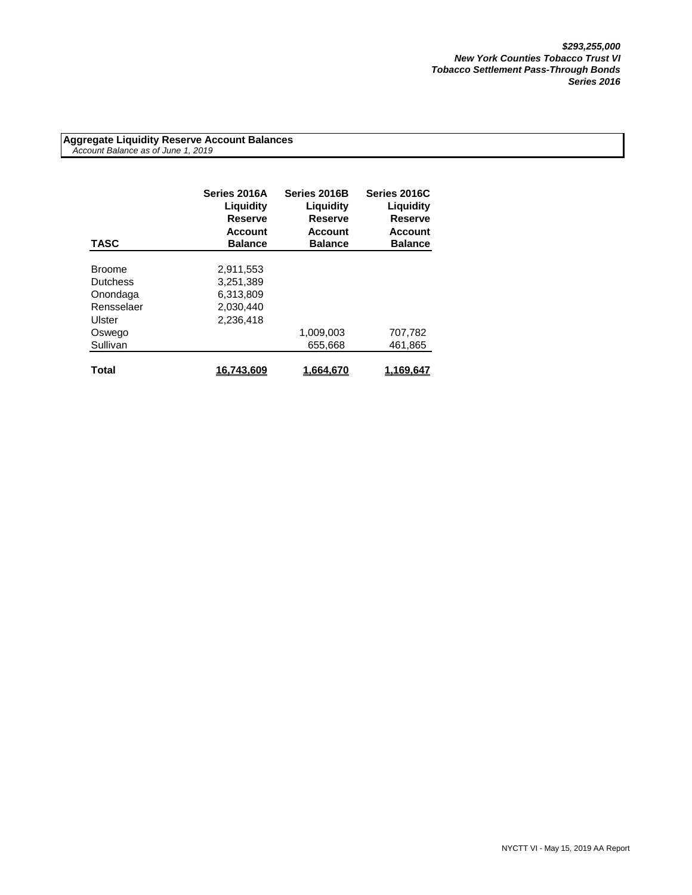***$293,255,000***
***New York Counties Tobacco Trust VI***
***Tobacco Settlement Pass-Through Bonds***
***Series 2016***

**Aggregate Liquidity Reserve Account Balances**
*Account Balance as of June 1, 2019*

| TASC | Series 2016A Liquidity Reserve Account Balance | Series 2016B Liquidity Reserve Account Balance | Series 2016C Liquidity Reserve Account Balance |
|---|---|---|---|
| Broome | 2,911,553 | | |
| Dutchess | 3,251,389 | | |
| Onondaga | 6,313,809 | | |
| Rensselaer | 2,030,440 | | |
| Ulster | 2,236,418 | | |
| Oswego | | 1,009,003 | 707,782 |
| Sullivan | | 655,668 | 461,865 |
| **Total** | **16,743,609** | **1,664,670** | **1,169,647** |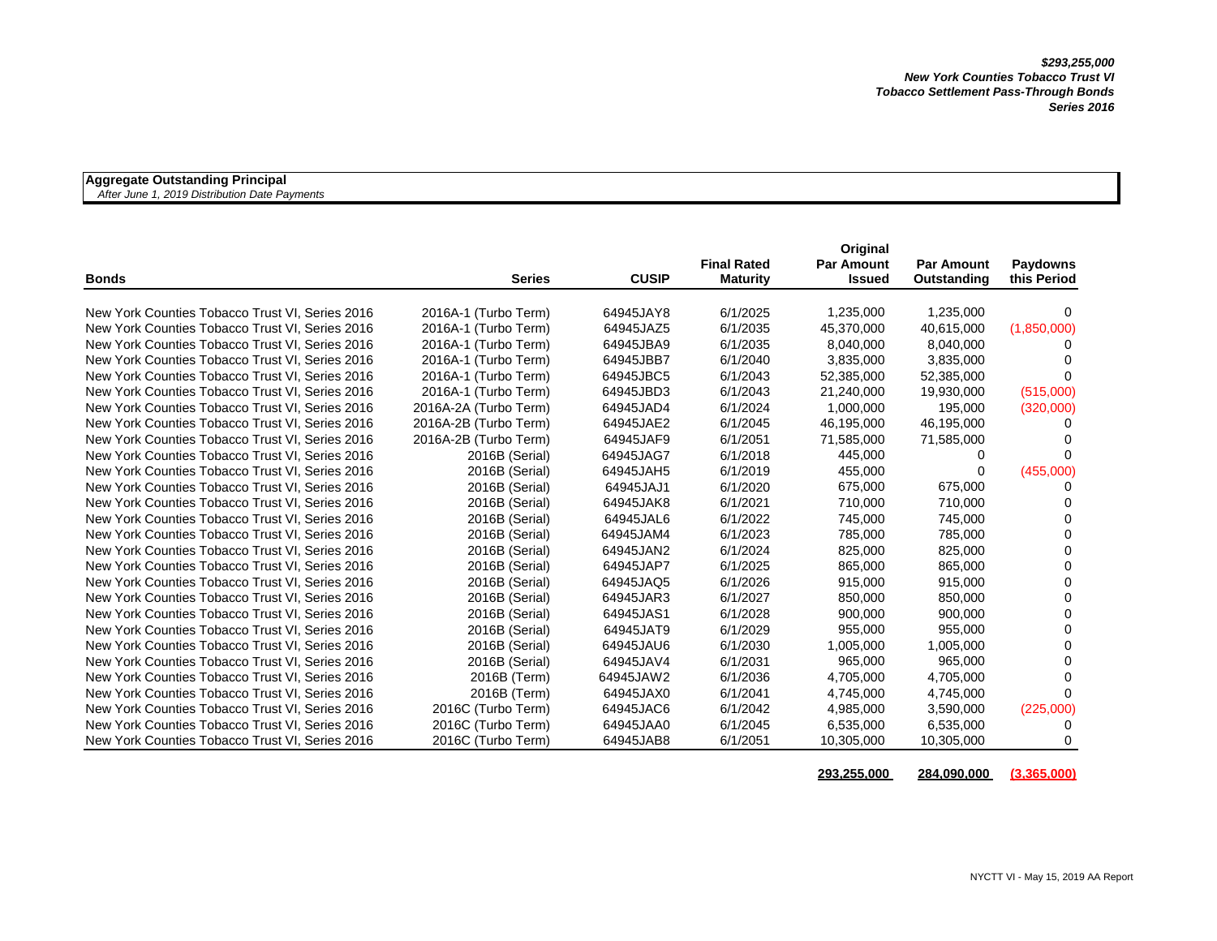***$293,255,000***
***New York Counties Tobacco Trust VI***
***Tobacco Settlement Pass-Through Bonds***
***Series 2016***

**Aggregate Outstanding Principal**
*After June 1, 2019 Distribution Date Payments*

| Bonds | Series | CUSIP | Final Rated Maturity | Original Par Amount Issued | Par Amount Outstanding | Paydowns this Period |
|---|---|---|---|---|---|---|
| New York Counties Tobacco Trust VI, Series 2016 | 2016A-1 (Turbo Term) | 64945JAY8 | 6/1/2025 | 1,235,000 | 1,235,000 | 0 |
| New York Counties Tobacco Trust VI, Series 2016 | 2016A-1 (Turbo Term) | 64945JAZ5 | 6/1/2035 | 45,370,000 | 40,615,000 | (1,850,000) |
| New York Counties Tobacco Trust VI, Series 2016 | 2016A-1 (Turbo Term) | 64945JBA9 | 6/1/2035 | 8,040,000 | 8,040,000 | 0 |
| New York Counties Tobacco Trust VI, Series 2016 | 2016A-1 (Turbo Term) | 64945JBB7 | 6/1/2040 | 3,835,000 | 3,835,000 | 0 |
| New York Counties Tobacco Trust VI, Series 2016 | 2016A-1 (Turbo Term) | 64945JBC5 | 6/1/2043 | 52,385,000 | 52,385,000 | 0 |
| New York Counties Tobacco Trust VI, Series 2016 | 2016A-1 (Turbo Term) | 64945JBD3 | 6/1/2043 | 21,240,000 | 19,930,000 | (515,000) |
| New York Counties Tobacco Trust VI, Series 2016 | 2016A-2A (Turbo Term) | 64945JAD4 | 6/1/2024 | 1,000,000 | 195,000 | (320,000) |
| New York Counties Tobacco Trust VI, Series 2016 | 2016A-2B (Turbo Term) | 64945JAE2 | 6/1/2045 | 46,195,000 | 46,195,000 | 0 |
| New York Counties Tobacco Trust VI, Series 2016 | 2016A-2B (Turbo Term) | 64945JAF9 | 6/1/2051 | 71,585,000 | 71,585,000 | 0 |
| New York Counties Tobacco Trust VI, Series 2016 | 2016B (Serial) | 64945JAG7 | 6/1/2018 | 445,000 | 0 | 0 |
| New York Counties Tobacco Trust VI, Series 2016 | 2016B (Serial) | 64945JAH5 | 6/1/2019 | 455,000 | 0 | (455,000) |
| New York Counties Tobacco Trust VI, Series 2016 | 2016B (Serial) | 64945JAJ1 | 6/1/2020 | 675,000 | 675,000 | 0 |
| New York Counties Tobacco Trust VI, Series 2016 | 2016B (Serial) | 64945JAK8 | 6/1/2021 | 710,000 | 710,000 | 0 |
| New York Counties Tobacco Trust VI, Series 2016 | 2016B (Serial) | 64945JAL6 | 6/1/2022 | 745,000 | 745,000 | 0 |
| New York Counties Tobacco Trust VI, Series 2016 | 2016B (Serial) | 64945JAM4 | 6/1/2023 | 785,000 | 785,000 | 0 |
| New York Counties Tobacco Trust VI, Series 2016 | 2016B (Serial) | 64945JAN2 | 6/1/2024 | 825,000 | 825,000 | 0 |
| New York Counties Tobacco Trust VI, Series 2016 | 2016B (Serial) | 64945JAP7 | 6/1/2025 | 865,000 | 865,000 | 0 |
| New York Counties Tobacco Trust VI, Series 2016 | 2016B (Serial) | 64945JAQ5 | 6/1/2026 | 915,000 | 915,000 | 0 |
| New York Counties Tobacco Trust VI, Series 2016 | 2016B (Serial) | 64945JAR3 | 6/1/2027 | 850,000 | 850,000 | 0 |
| New York Counties Tobacco Trust VI, Series 2016 | 2016B (Serial) | 64945JAS1 | 6/1/2028 | 900,000 | 900,000 | 0 |
| New York Counties Tobacco Trust VI, Series 2016 | 2016B (Serial) | 64945JAT9 | 6/1/2029 | 955,000 | 955,000 | 0 |
| New York Counties Tobacco Trust VI, Series 2016 | 2016B (Serial) | 64945JAU6 | 6/1/2030 | 1,005,000 | 1,005,000 | 0 |
| New York Counties Tobacco Trust VI, Series 2016 | 2016B (Serial) | 64945JAV4 | 6/1/2031 | 965,000 | 965,000 | 0 |
| New York Counties Tobacco Trust VI, Series 2016 | 2016B (Term) | 64945JAW2 | 6/1/2036 | 4,705,000 | 4,705,000 | 0 |
| New York Counties Tobacco Trust VI, Series 2016 | 2016B (Term) | 64945JAX0 | 6/1/2041 | 4,745,000 | 4,745,000 | 0 |
| New York Counties Tobacco Trust VI, Series 2016 | 2016C (Turbo Term) | 64945JAC6 | 6/1/2042 | 4,985,000 | 3,590,000 | (225,000) |
| New York Counties Tobacco Trust VI, Series 2016 | 2016C (Turbo Term) | 64945JAA0 | 6/1/2045 | 6,535,000 | 6,535,000 | 0 |
| New York Counties Tobacco Trust VI, Series 2016 | 2016C (Turbo Term) | 64945JAB8 | 6/1/2051 | 10,305,000 | 10,305,000 | 0 |
| | | | | **293,255,000** | **284,090,000** | **(3,365,000)** |